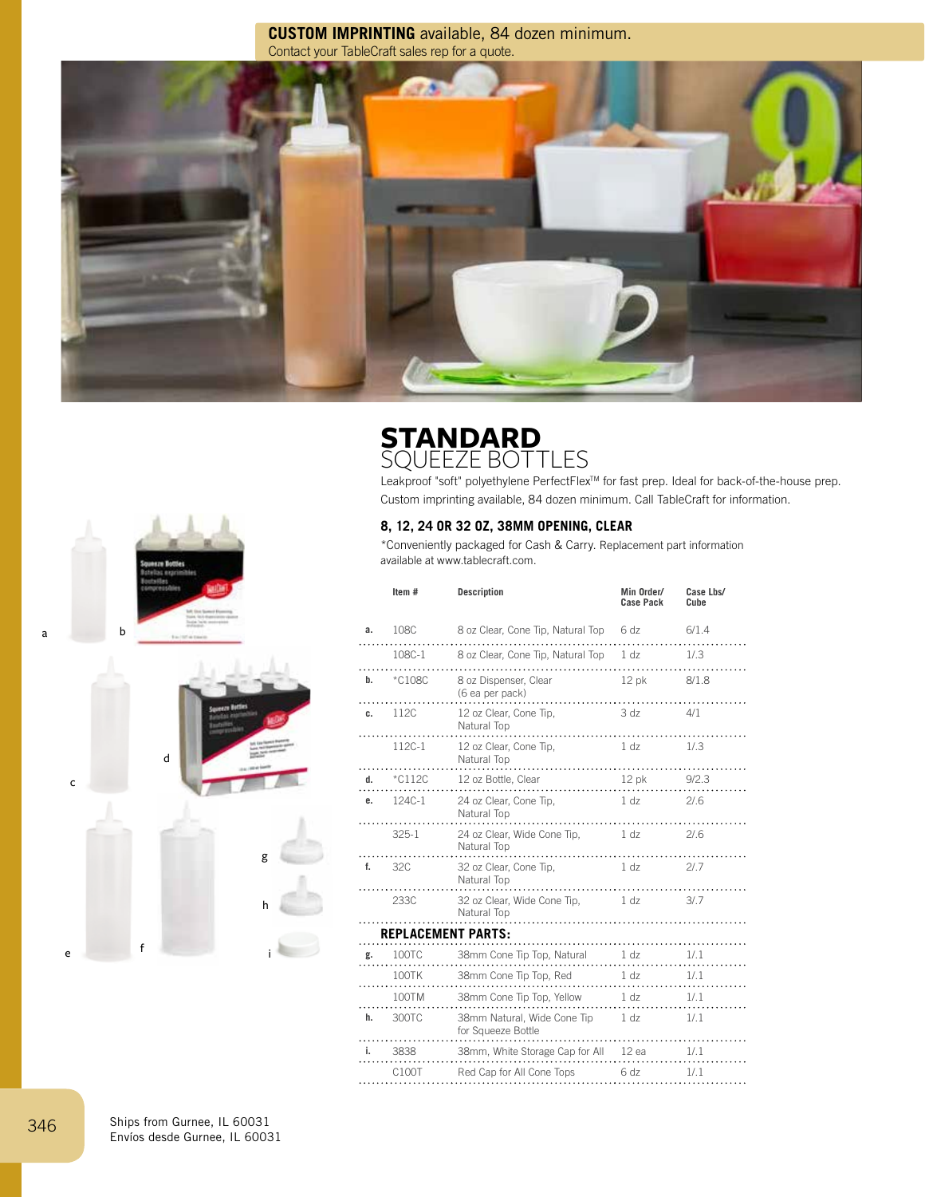**CUSTOM IMPRINTING** available, 84 dozen minimum.
Contact your TableCraft sales rep for a quote.

# STANDARD
## SQUEEZE BOTTLES

Leakproof "soft" polyethylene PerfectFlex™ for fast prep. Ideal for back-of-the-house prep. Custom imprinting available, 84 dozen minimum. Call TableCraft for information.

### 8, 12, 24 OR 32 OZ, 38MM OPENING, CLEAR

*Conveniently packaged for Cash & Carry. Replacement part information available at www.tablecraft.com.

| | Item # | Description | Min Order/ Case Pack | Case Lbs/ Cube |
|---|---|---|---|---|
| a. | 108C | 8 oz Clear, Cone Tip, Natural Top | 6 dz | 6/1.4 |
| | 108C-1 | 8 oz Clear, Cone Tip, Natural Top | 1 dz | 1/.3 |
| b. | *C108C | 8 oz Dispenser, Clear (6 ea per pack) | 12 pk | 8/1.8 |
| c. | 112C | 12 oz Clear, Cone Tip, Natural Top | 3 dz | 4/1 |
| | 112C-1 | 12 oz Clear, Cone Tip, Natural Top | 1 dz | 1/.3 |
| d. | *C112C | 12 oz Bottle, Clear | 12 pk | 9/2.3 |
| e. | 124C-1 | 24 oz Clear, Cone Tip, Natural Top | 1 dz | 2/.6 |
| | 325-1 | 24 oz Clear, Wide Cone Tip, Natural Top | 1 dz | 2/.6 |
| f. | 32C | 32 oz Clear, Cone Tip, Natural Top | 1 dz | 2/.7 |
| | 233C | 32 oz Clear, Wide Cone Tip, Natural Top | 1 dz | 3/.7 |
| | **REPLACEMENT PARTS:** | | | |
| g. | 100TC | 38mm Cone Tip Top, Natural | 1 dz | 1/.1 |
| | 100TK | 38mm Cone Tip Top, Red | 1 dz | 1/.1 |
| | 100TM | 38mm Cone Tip Top, Yellow | 1 dz | 1/.1 |
| h. | 300TC | 38mm Natural, Wide Cone Tip for Squeeze Bottle | 1 dz | 1/.1 |
| i. | 3838 | 38mm, White Storage Cap for All | 12 ea | 1/.1 |
| | C100T | Red Cap for All Cone Tops | 6 dz | 1/.1 |

Ships from Gurnee, IL 60031
Envíos desde Gurnee, IL 60031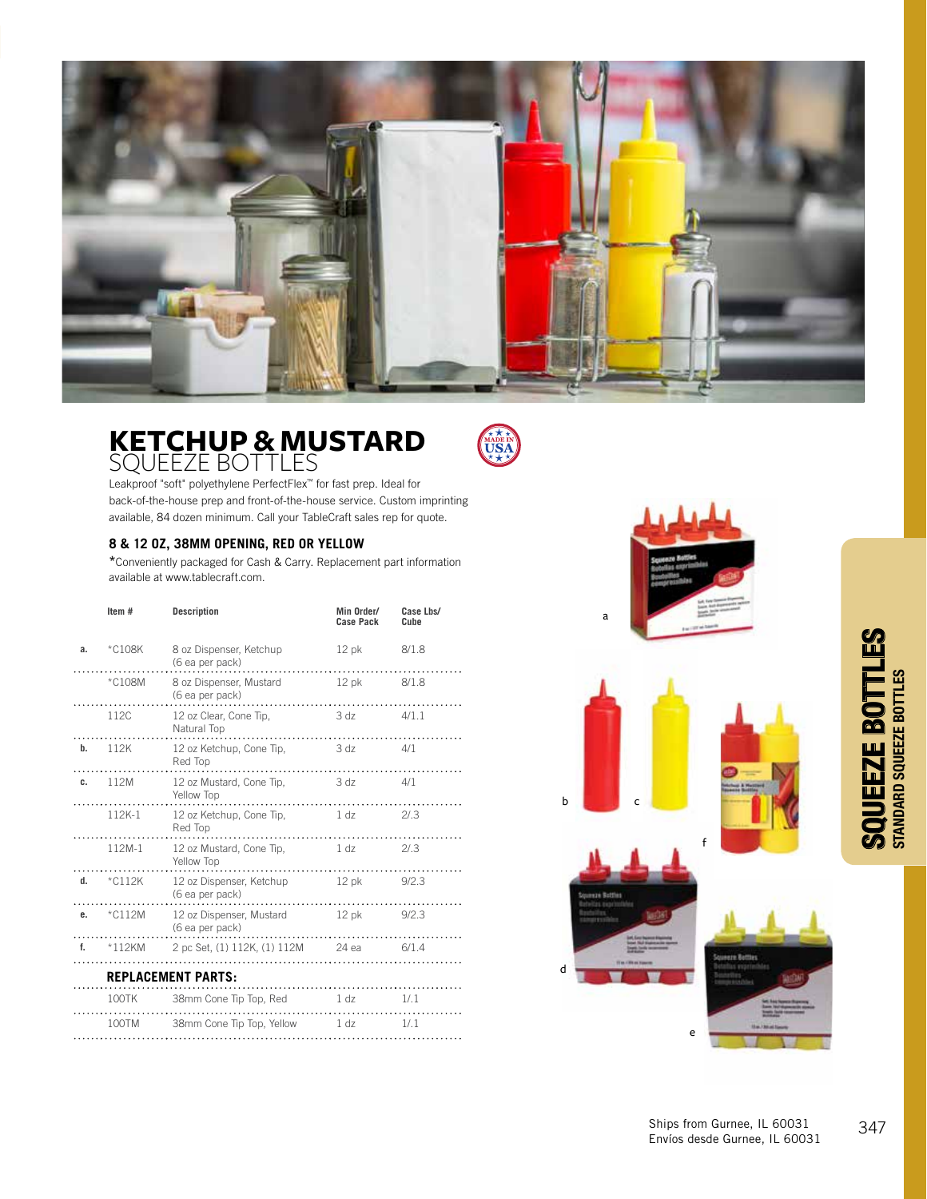# KETCHUP & MUSTARD
## SQUEEZE BOTTLES

Leakproof "soft" polyethylene PerfectFlex™ for fast prep. Ideal for back-of-the-house prep and front-of-the-house service. Custom imprinting available, 84 dozen minimum. Call your TableCraft sales rep for quote.

### 8 & 12 OZ, 38MM OPENING, RED OR YELLOW

*Conveniently packaged for Cash & Carry. Replacement part information available at www.tablecraft.com.

| | Item # | Description | Min Order/ Case Pack | Case Lbs/ Cube |
|---|---|---|---|---|
| a. | *C108K | 8 oz Dispenser, Ketchup (6 ea per pack) | 12 pk | 8/1.8 |
| | *C108M | 8 oz Dispenser, Mustard (6 ea per pack) | 12 pk | 8/1.8 |
| | 112C | 12 oz Clear, Cone Tip, Natural Top | 3 dz | 4/1.1 |
| b. | 112K | 12 oz Ketchup, Cone Tip, Red Top | 3 dz | 4/1 |
| c. | 112M | 12 oz Mustard, Cone Tip, Yellow Top | 3 dz | 4/1 |
| | 112K-1 | 12 oz Ketchup, Cone Tip, Red Top | 1 dz | 2/.3 |
| | 112M-1 | 12 oz Mustard, Cone Tip, Yellow Top | 1 dz | 2/.3 |
| d. | *C112K | 12 oz Dispenser, Ketchup (6 ea per pack) | 12 pk | 9/2.3 |
| e. | *C112M | 12 oz Dispenser, Mustard (6 ea per pack) | 12 pk | 9/2.3 |
| f. | *112KM | 2 pc Set, (1) 112K, (1) 112M | 24 ea | 6/1.4 |
| | **REPLACEMENT PARTS:** | | | |
| | 100TK | 38mm Cone Tip Top, Red | 1 dz | 1/.1 |
| | 100TM | 38mm Cone Tip Top, Yellow | 1 dz | 1/.1 |

Ships from Gurnee, IL 60031
Envíos desde Gurnee, IL 60031